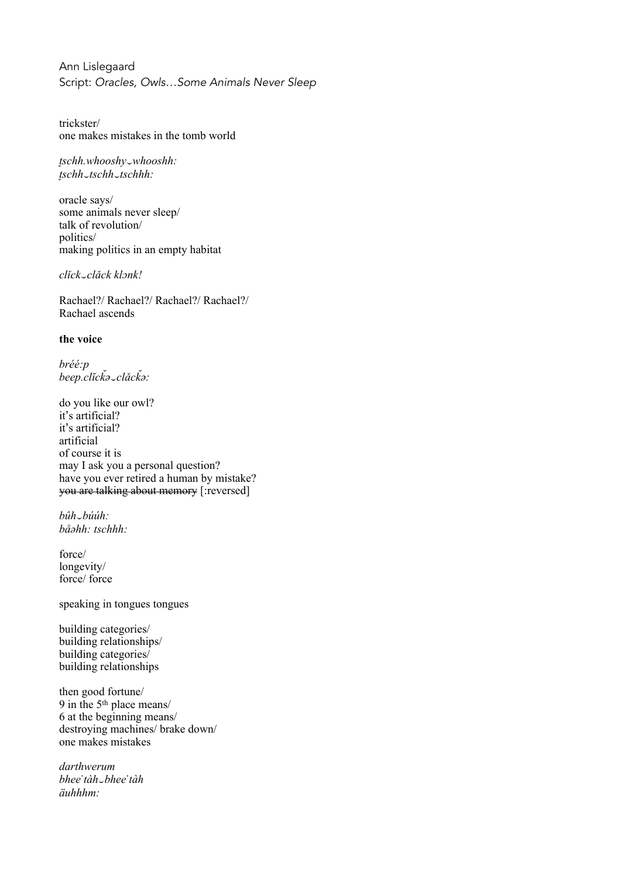Ann Lislegaard
Script: *Oracles, Owls…Some Animals Never Sleep*

trickster/
one makes mistakes in the tomb world

*ţschh.whooshy‿whooshh:*
*ţschh‿tschh‿tschhh:*

oracle says/
some animals never sleep/
talk of revolution/
politics/
making politics in an empty habitat

*clĭck‿clăck klənk!*

Rachael?/ Rachael?/ Rachael?/ Rachael?/
Rachael ascends

**the voice**

*bréé:p*
*beep.clĭckə̆‿clăckə̆:*

do you like our owl?
it's artificial?
it's artificial?
artificial
of course it is
may I ask you a personal question?
have you ever retired a human by mistake?
~~you are talking about memory~~ [:reversed]

*bûh‿búúh:*
*båəhh: tschhh:*

force/
longevity/
force/ force

speaking in tongues tongues

building categories/
building relationships/
building categories/
building relationships

then good fortune/
9 in the 5th place means/
6 at the beginning means/
destroying machines/ brake down/
one makes mistakes

*darthwerum*
*bhee˙tàh‿bhee˙tàh*
*äuhhhm:*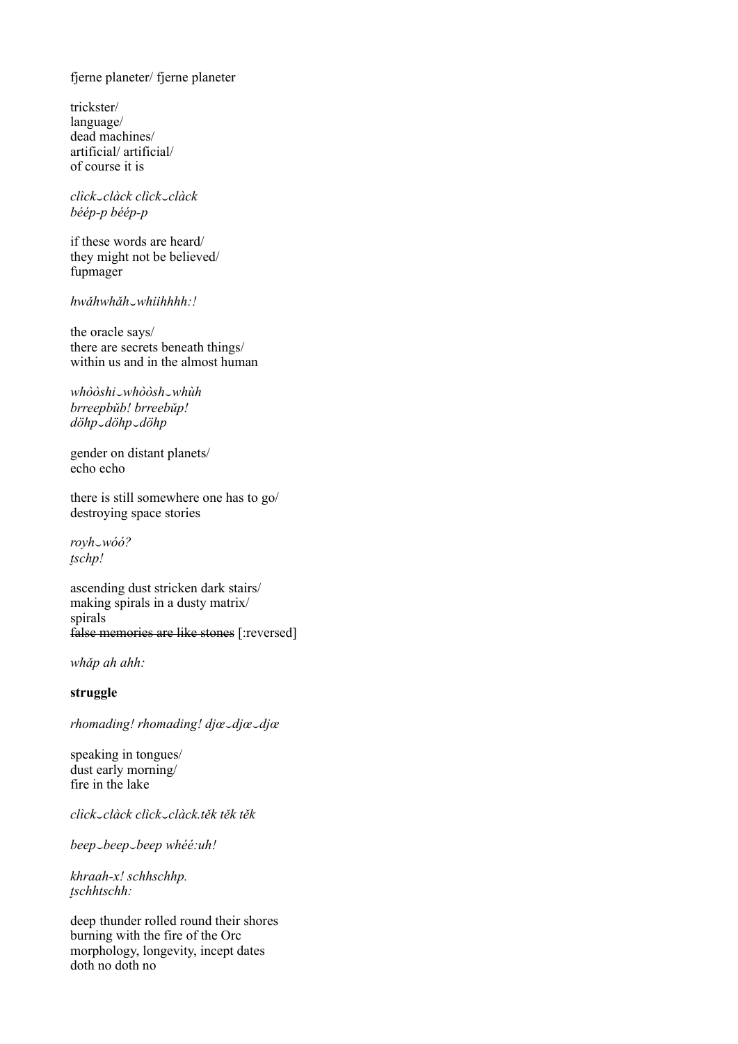fjerne planeter/ fjerne planeter

trickster/
language/
dead machines/
artificial/ artificial/
of course it is

*clìck‿clàck clìck‿clàck*
*béép-p béép-p*

if these words are heard/
they might not be believed/
fupmager

*hwăhwhăh‿whiihhhh:!*

the oracle says/
there are secrets beneath things/
within us and in the almost human

*whòòshi‿whòòsh‿whùh*
*brreepbŭb! brreebŭp!*
*döhp‿döhp‿döhp*

gender on distant planets/
echo echo

there is still somewhere one has to go/
destroying space stories

*royh‿wóó?*
*ţschp!*

ascending dust stricken dark stairs/
making spirals in a dusty matrix/
spirals
~~false memories are like stones~~ [:reversed]

*whăp ah ahh:*

**struggle**

*rhomading! rhomading! djæ‿djæ‿djæ*

speaking in tongues/
dust early morning/
fire in the lake

*clìck‿clàck clìck‿clàck.tĕk tĕk tĕk*

*beep‿beep‿beep whéé:uh!*

*khraah-x! schhschhp.*
*ţschhtschh:*

deep thunder rolled round their shores
burning with the fire of the Orc
morphology, longevity, incept dates
doth no doth no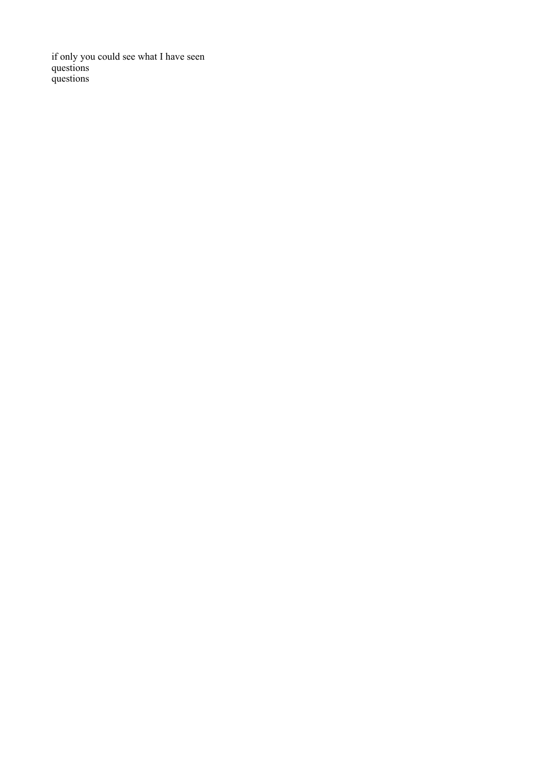if only you could see what I have seen
questions
questions